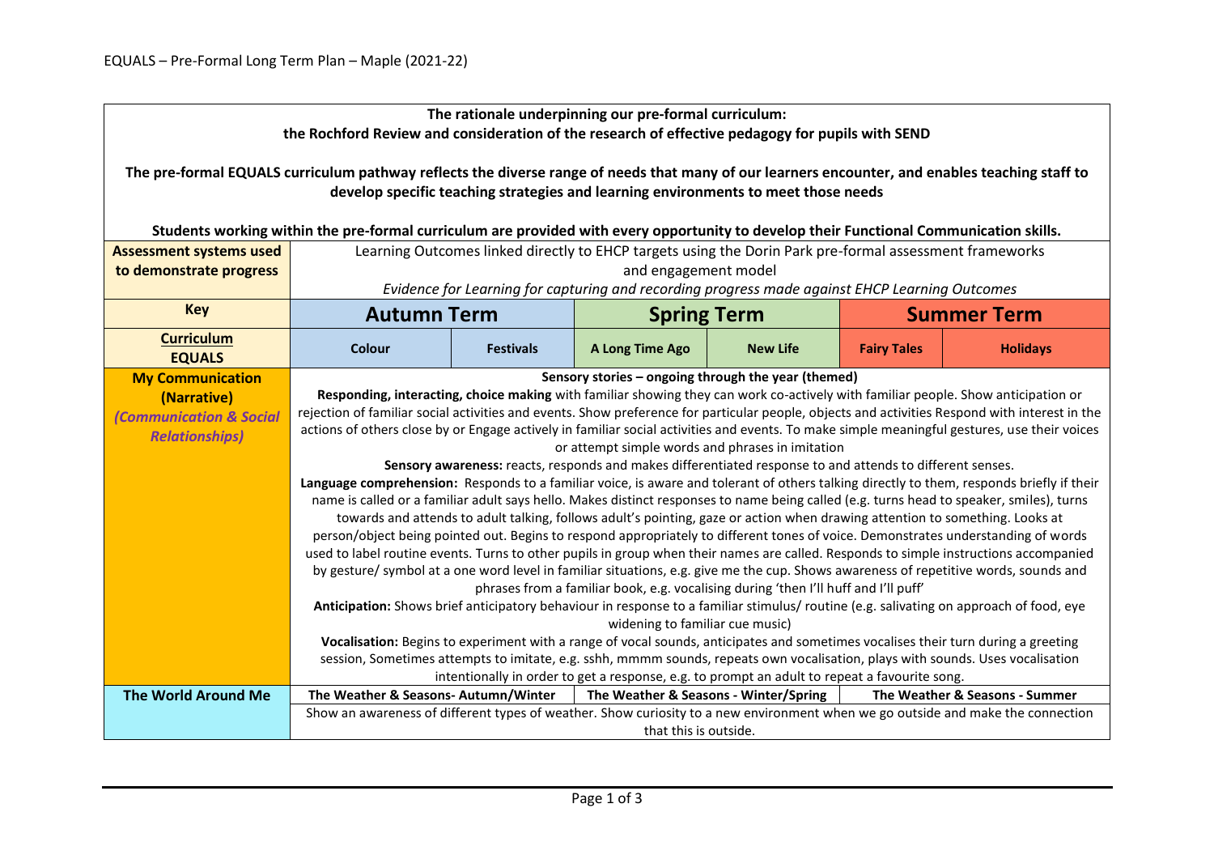EQUALS – Pre-Formal Long Term Plan – Maple (2021-22)

**The rationale underpinning our pre-formal curriculum:**
**the Rochford Review and consideration of the research of effective pedagogy for pupils with SEND**

**The pre-formal EQUALS curriculum pathway reflects the diverse range of needs that many of our learners encounter, and enables teaching staff to develop specific teaching strategies and learning environments to meet those needs**

**Students working within the pre-formal curriculum are provided with every opportunity to develop their Functional Communication skills.**

| **Assessment systems used to demonstrate progress** | Learning Outcomes linked directly to EHCP targets using the Dorin Park pre-formal assessment frameworks and engagement model *Evidence for Learning for capturing and recording progress made against EHCP Learning Outcomes* | | | | | |
|---|---|---|---|---|---|---|
| **Key** | **Autumn Term** | | **Spring Term** | | **Summer Term** | |
| **Curriculum EQUALS** | **Colour** | **Festivals** | **A Long Time Ago** | **New Life** | **Fairy Tales** | **Holidays** |
| **My Communication (Narrative)** ***(Communication & Social Relationships)*** | **Sensory stories – ongoing through the year (themed)** **Responding, interacting, choice making** with familiar showing they can work co-actively with familiar people. Show anticipation or rejection of familiar social activities and events. Show preference for particular people, objects and activities Respond with interest in the actions of others close by or Engage actively in familiar social activities and events. To make simple meaningful gestures, use their voices or attempt simple words and phrases in imitation **Sensory awareness:** reacts, responds and makes differentiated response to and attends to different senses. **Language comprehension:** Responds to a familiar voice, is aware and tolerant of others talking directly to them, responds briefly if their name is called or a familiar adult says hello. Makes distinct responses to name being called (e.g. turns head to speaker, smiles), turns towards and attends to adult talking, follows adult's pointing, gaze or action when drawing attention to something. Looks at person/object being pointed out. Begins to respond appropriately to different tones of voice. Demonstrates understanding of words used to label routine events. Turns to other pupils in group when their names are called. Responds to simple instructions accompanied by gesture/ symbol at a one word level in familiar situations, e.g. give me the cup. Shows awareness of repetitive words, sounds and phrases from a familiar book, e.g. vocalising during 'then I'll huff and I'll puff' **Anticipation:** Shows brief anticipatory behaviour in response to a familiar stimulus/ routine (e.g. salivating on approach of food, eye widening to familiar cue music) **Vocalisation:** Begins to experiment with a range of vocal sounds, anticipates and sometimes vocalises their turn during a greeting session, Sometimes attempts to imitate, e.g. sshh, mmmm sounds, repeats own vocalisation, plays with sounds. Uses vocalisation intentionally in order to get a response, e.g. to prompt an adult to repeat a favourite song. | | | | | |
| **The World Around Me** | **The Weather & Seasons- Autumn/Winter** | | **The Weather & Seasons - Winter/Spring** | | **The Weather & Seasons - Summer** | |
| | Show an awareness of different types of weather. Show curiosity to a new environment when we go outside and make the connection that this is outside. | | | | | |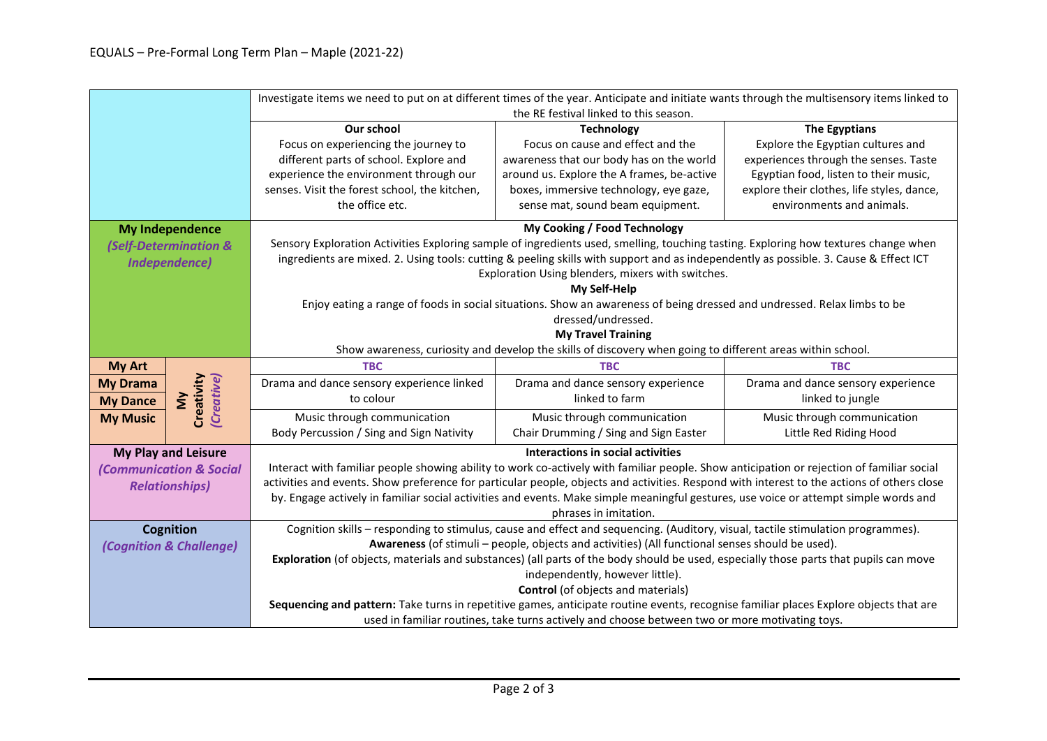EQUALS – Pre-Formal Long Term Plan – Maple (2021-22)

| | | | |
|---|---|---|---|
| | Investigate items we need to put on at different times of the year. Anticipate and initiate wants through the multisensory items linked to the RE festival linked to this season. | | |
| | **Our school**<br>Focus on experiencing the journey to different parts of school. Explore and experience the environment through our senses. Visit the forest school, the kitchen, the office etc. | **Technology**<br>Focus on cause and effect and the awareness that our body has on the world around us. Explore the A frames, be-active boxes, immersive technology, eye gaze, sense mat, sound beam equipment. | **The Egyptians**<br>Explore the Egyptian cultures and experiences through the senses. Taste Egyptian food, listen to their music, explore their clothes, life styles, dance, environments and animals. |
| **My Independence**<br>***(Self-Determination & Independence)*** | **My Cooking / Food Technology**<br>Sensory Exploration Activities Exploring sample of ingredients used, smelling, touching tasting. Exploring how textures change when ingredients are mixed. 2. Using tools: cutting & peeling skills with support and as independently as possible. 3. Cause & Effect ICT Exploration Using blenders, mixers with switches.<br>**My Self-Help**<br>Enjoy eating a range of foods in social situations. Show an awareness of being dressed and undressed. Relax limbs to be dressed/undressed.<br>**My Travel Training**<br>Show awareness, curiosity and develop the skills of discovery when going to different areas within school. | | |
| **My Art** (**My Creativity** *(Creative)*) | **TBC** | **TBC** | **TBC** |
| **My Drama** / **My Dance** (**My Creativity** *(Creative)*) | Drama and dance sensory experience linked to colour | Drama and dance sensory experience linked to farm | Drama and dance sensory experience linked to jungle |
| **My Music** (**My Creativity** *(Creative)*) | Music through communication<br>Body Percussion / Sing and Sign Nativity | Music through communication<br>Chair Drumming / Sing and Sign Easter | Music through communication<br>Little Red Riding Hood |
| **My Play and Leisure**<br>***(Communication & Social Relationships)*** | **Interactions in social activities**<br>Interact with familiar people showing ability to work co-actively with familiar people. Show anticipation or rejection of familiar social activities and events. Show preference for particular people, objects and activities. Respond with interest to the actions of others close by. Engage actively in familiar social activities and events. Make simple meaningful gestures, use voice or attempt simple words and phrases in imitation. | | |
| **Cognition**<br>***(Cognition & Challenge)*** | Cognition skills – responding to stimulus, cause and effect and sequencing. (Auditory, visual, tactile stimulation programmes).<br>**Awareness** (of stimuli – people, objects and activities) (All functional senses should be used).<br>**Exploration** (of objects, materials and substances) (all parts of the body should be used, especially those parts that pupils can move independently, however little).<br>**Control** (of objects and materials)<br>**Sequencing and pattern:** Take turns in repetitive games, anticipate routine events, recognise familiar places Explore objects that are used in familiar routines, take turns actively and choose between two or more motivating toys. | | |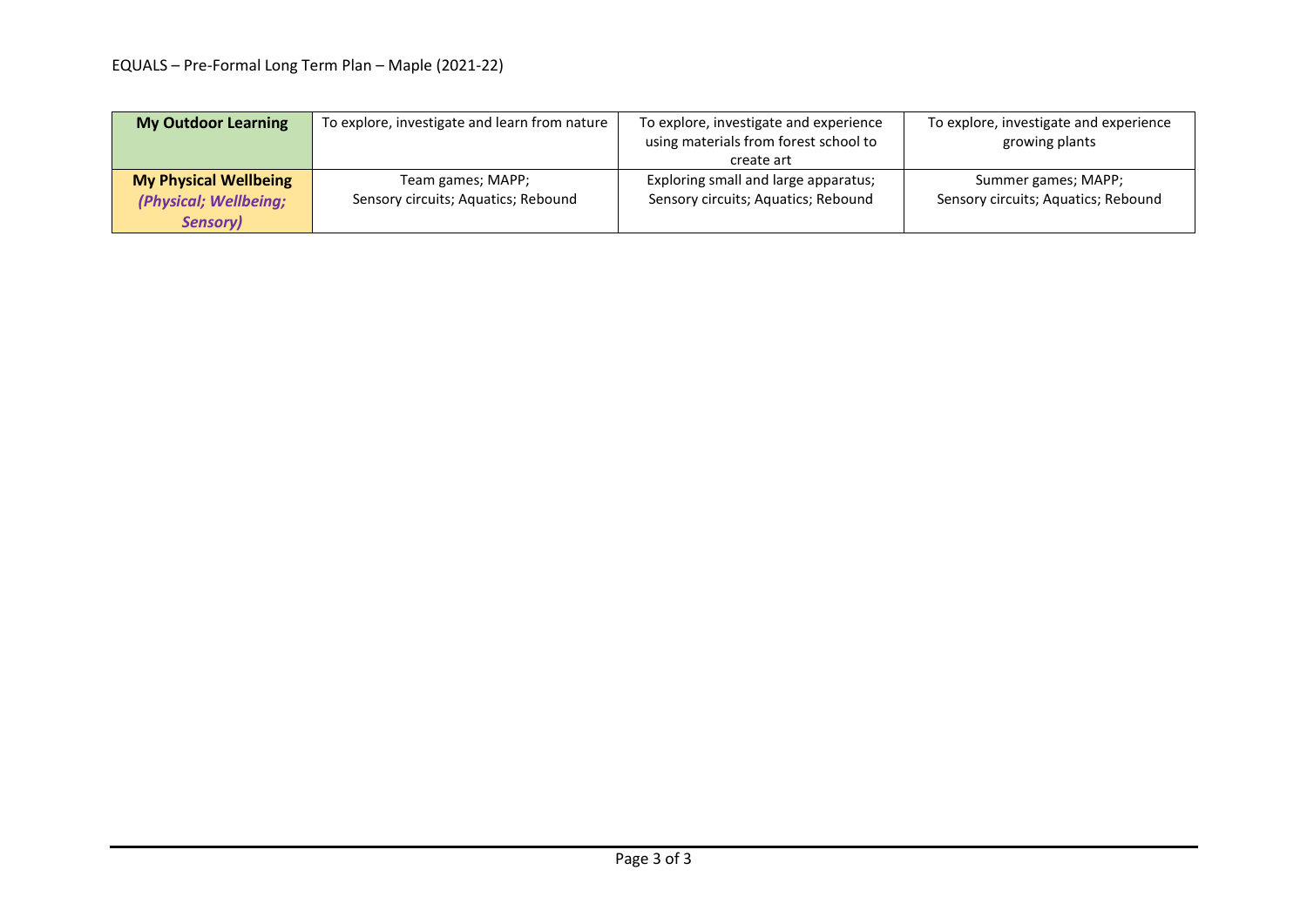| | | | |
|---|---|---|---|
| **My Outdoor Learning** | To explore, investigate and learn from nature | To explore, investigate and experience using materials from forest school to create art | To explore, investigate and experience growing plants |
| **My Physical Wellbeing** ***(Physical; Wellbeing; Sensory)*** | Team games; MAPP; Sensory circuits; Aquatics; Rebound | Exploring small and large apparatus; Sensory circuits; Aquatics; Rebound | Summer games; MAPP; Sensory circuits; Aquatics; Rebound |